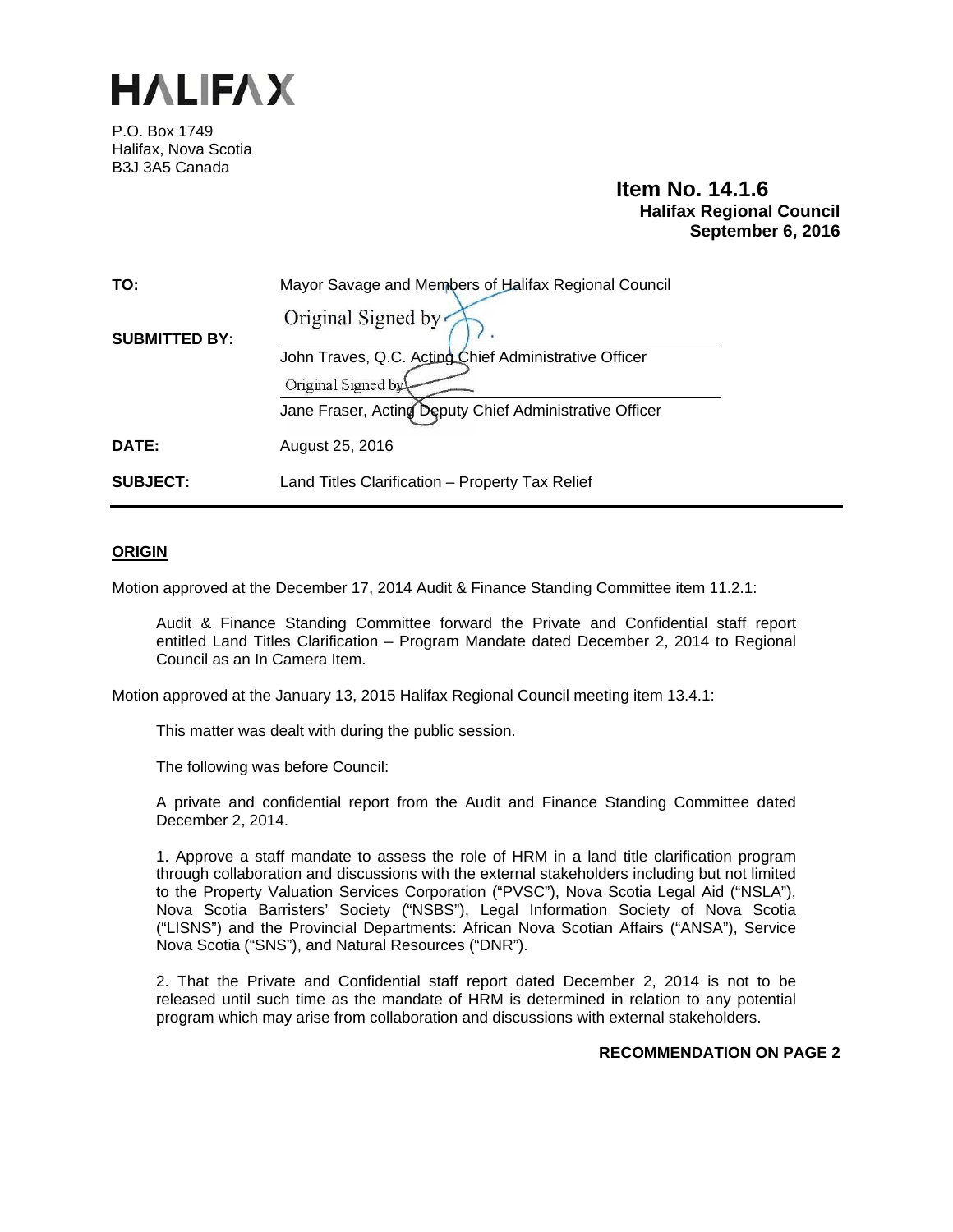# HALIFAX

P.O. Box 1749
Halifax, Nova Scotia
B3J 3A5 Canada

**Item No. 14.1.6**
**Halifax Regional Council**
**September 6, 2016**

| | |
|---|---|
| **TO:** | Mayor Savage and Members of Halifax Regional Council |
| **SUBMITTED BY:** | Original Signed by<br>John Traves, Q.C. Acting Chief Administrative Officer<br>Original Signed by<br>Jane Fraser, Acting Deputy Chief Administrative Officer |
| **DATE:** | August 25, 2016 |
| **SUBJECT:** | Land Titles Clarification – Property Tax Relief |

## ORIGIN

Motion approved at the December 17, 2014 Audit & Finance Standing Committee item 11.2.1:

> Audit & Finance Standing Committee forward the Private and Confidential staff report entitled Land Titles Clarification – Program Mandate dated December 2, 2014 to Regional Council as an In Camera Item.

Motion approved at the January 13, 2015 Halifax Regional Council meeting item 13.4.1:

> This matter was dealt with during the public session.
>
> The following was before Council:
>
> A private and confidential report from the Audit and Finance Standing Committee dated December 2, 2014.
>
> 1. Approve a staff mandate to assess the role of HRM in a land title clarification program through collaboration and discussions with the external stakeholders including but not limited to the Property Valuation Services Corporation ("PVSC"), Nova Scotia Legal Aid ("NSLA"), Nova Scotia Barristers' Society ("NSBS"), Legal Information Society of Nova Scotia ("LISNS") and the Provincial Departments: African Nova Scotian Affairs ("ANSA"), Service Nova Scotia ("SNS"), and Natural Resources ("DNR").
>
> 2. That the Private and Confidential staff report dated December 2, 2014 is not to be released until such time as the mandate of HRM is determined in relation to any potential program which may arise from collaboration and discussions with external stakeholders.

**RECOMMENDATION ON PAGE 2**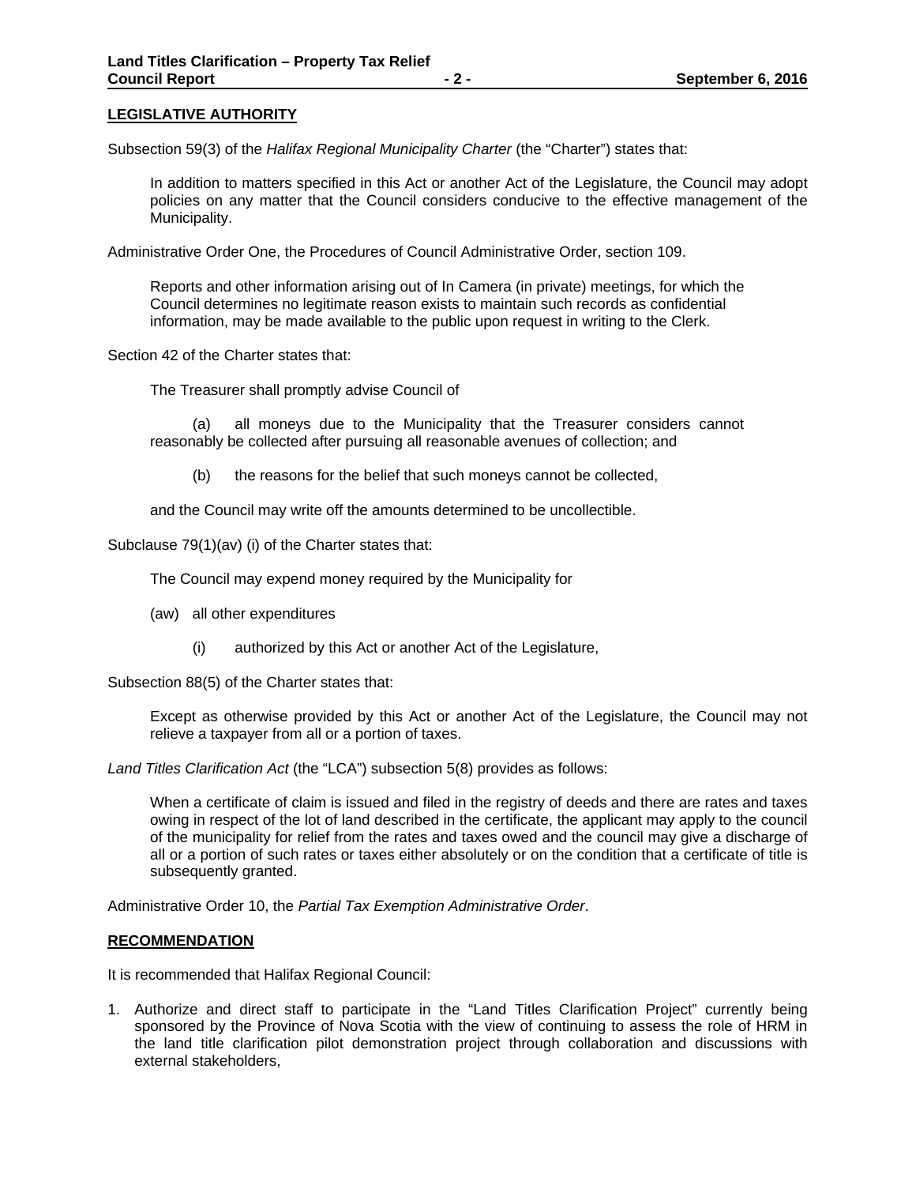## LEGISLATIVE AUTHORITY

Subsection 59(3) of the *Halifax Regional Municipality Charter* (the "Charter") states that:

> In addition to matters specified in this Act or another Act of the Legislature, the Council may adopt policies on any matter that the Council considers conducive to the effective management of the Municipality.

Administrative Order One, the Procedures of Council Administrative Order, section 109.

> Reports and other information arising out of In Camera (in private) meetings, for which the Council determines no legitimate reason exists to maintain such records as confidential information, may be made available to the public upon request in writing to the Clerk.

Section 42 of the Charter states that:

> The Treasurer shall promptly advise Council of
>
> (a) all moneys due to the Municipality that the Treasurer considers cannot reasonably be collected after pursuing all reasonable avenues of collection; and
>
> (b) the reasons for the belief that such moneys cannot be collected,
>
> and the Council may write off the amounts determined to be uncollectible.

Subclause 79(1)(av) (i) of the Charter states that:

> The Council may expend money required by the Municipality for
>
> (aw) all other expenditures
>
> (i) authorized by this Act or another Act of the Legislature,

Subsection 88(5) of the Charter states that:

> Except as otherwise provided by this Act or another Act of the Legislature, the Council may not relieve a taxpayer from all or a portion of taxes.

*Land Titles Clarification Act* (the "LCA") subsection 5(8) provides as follows:

> When a certificate of claim is issued and filed in the registry of deeds and there are rates and taxes owing in respect of the lot of land described in the certificate, the applicant may apply to the council of the municipality for relief from the rates and taxes owed and the council may give a discharge of all or a portion of such rates or taxes either absolutely or on the condition that a certificate of title is subsequently granted.

Administrative Order 10, the *Partial Tax Exemption Administrative Order*.

## RECOMMENDATION

It is recommended that Halifax Regional Council:

1. Authorize and direct staff to participate in the "Land Titles Clarification Project" currently being sponsored by the Province of Nova Scotia with the view of continuing to assess the role of HRM in the land title clarification pilot demonstration project through collaboration and discussions with external stakeholders,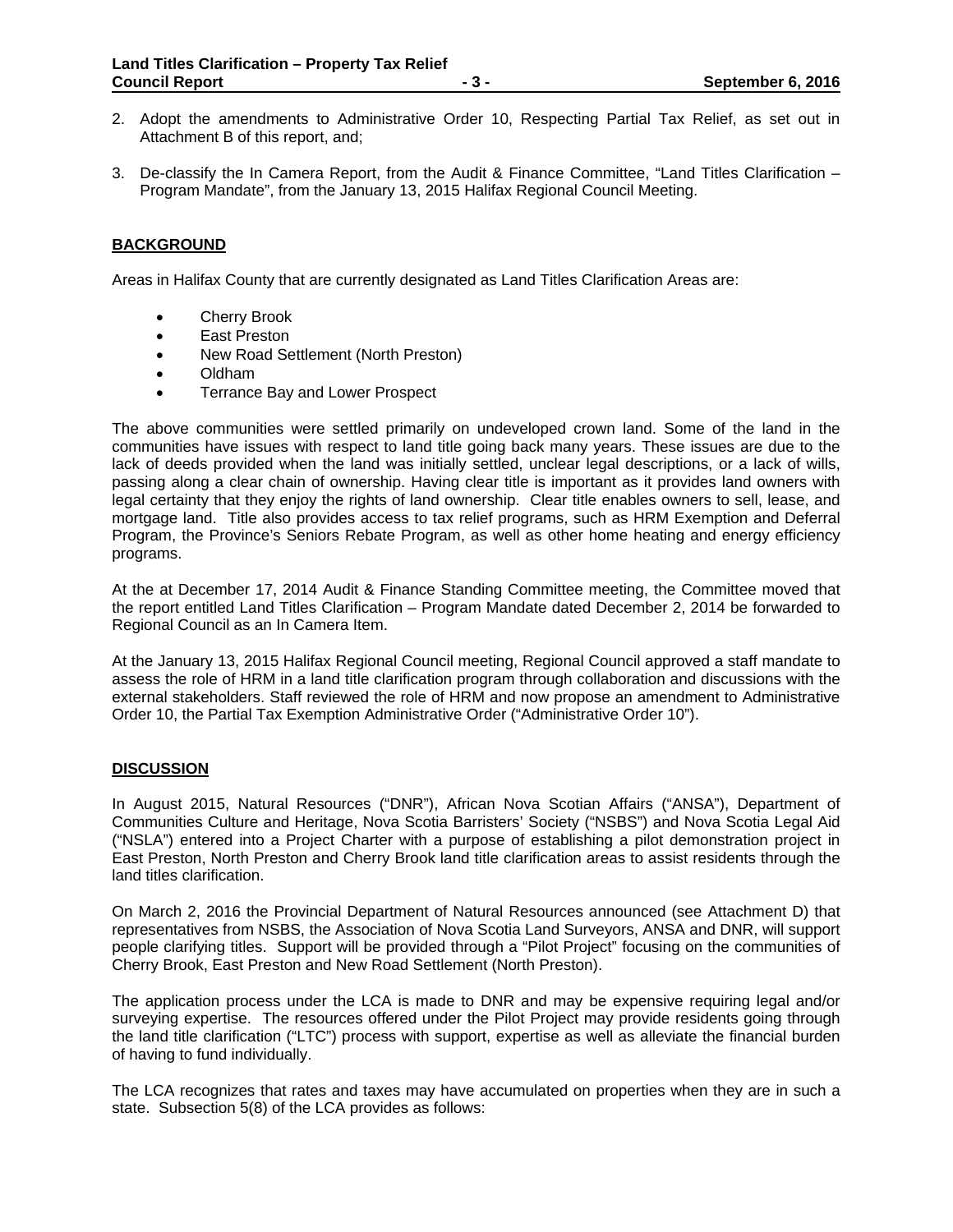2. Adopt the amendments to Administrative Order 10, Respecting Partial Tax Relief, as set out in Attachment B of this report, and;

3. De-classify the In Camera Report, from the Audit & Finance Committee, "Land Titles Clarification – Program Mandate", from the January 13, 2015 Halifax Regional Council Meeting.

## BACKGROUND

Areas in Halifax County that are currently designated as Land Titles Clarification Areas are:

- Cherry Brook
- East Preston
- New Road Settlement (North Preston)
- Oldham
- Terrance Bay and Lower Prospect

The above communities were settled primarily on undeveloped crown land. Some of the land in the communities have issues with respect to land title going back many years. These issues are due to the lack of deeds provided when the land was initially settled, unclear legal descriptions, or a lack of wills, passing along a clear chain of ownership. Having clear title is important as it provides land owners with legal certainty that they enjoy the rights of land ownership. Clear title enables owners to sell, lease, and mortgage land. Title also provides access to tax relief programs, such as HRM Exemption and Deferral Program, the Province's Seniors Rebate Program, as well as other home heating and energy efficiency programs.

At the at December 17, 2014 Audit & Finance Standing Committee meeting, the Committee moved that the report entitled Land Titles Clarification – Program Mandate dated December 2, 2014 be forwarded to Regional Council as an In Camera Item.

At the January 13, 2015 Halifax Regional Council meeting, Regional Council approved a staff mandate to assess the role of HRM in a land title clarification program through collaboration and discussions with the external stakeholders. Staff reviewed the role of HRM and now propose an amendment to Administrative Order 10, the Partial Tax Exemption Administrative Order ("Administrative Order 10").

## DISCUSSION

In August 2015, Natural Resources ("DNR"), African Nova Scotian Affairs ("ANSA"), Department of Communities Culture and Heritage, Nova Scotia Barristers' Society ("NSBS") and Nova Scotia Legal Aid ("NSLA") entered into a Project Charter with a purpose of establishing a pilot demonstration project in East Preston, North Preston and Cherry Brook land title clarification areas to assist residents through the land titles clarification.

On March 2, 2016 the Provincial Department of Natural Resources announced (see Attachment D) that representatives from NSBS, the Association of Nova Scotia Land Surveyors, ANSA and DNR, will support people clarifying titles. Support will be provided through a "Pilot Project" focusing on the communities of Cherry Brook, East Preston and New Road Settlement (North Preston).

The application process under the LCA is made to DNR and may be expensive requiring legal and/or surveying expertise. The resources offered under the Pilot Project may provide residents going through the land title clarification ("LTC") process with support, expertise as well as alleviate the financial burden of having to fund individually.

The LCA recognizes that rates and taxes may have accumulated on properties when they are in such a state. Subsection 5(8) of the LCA provides as follows: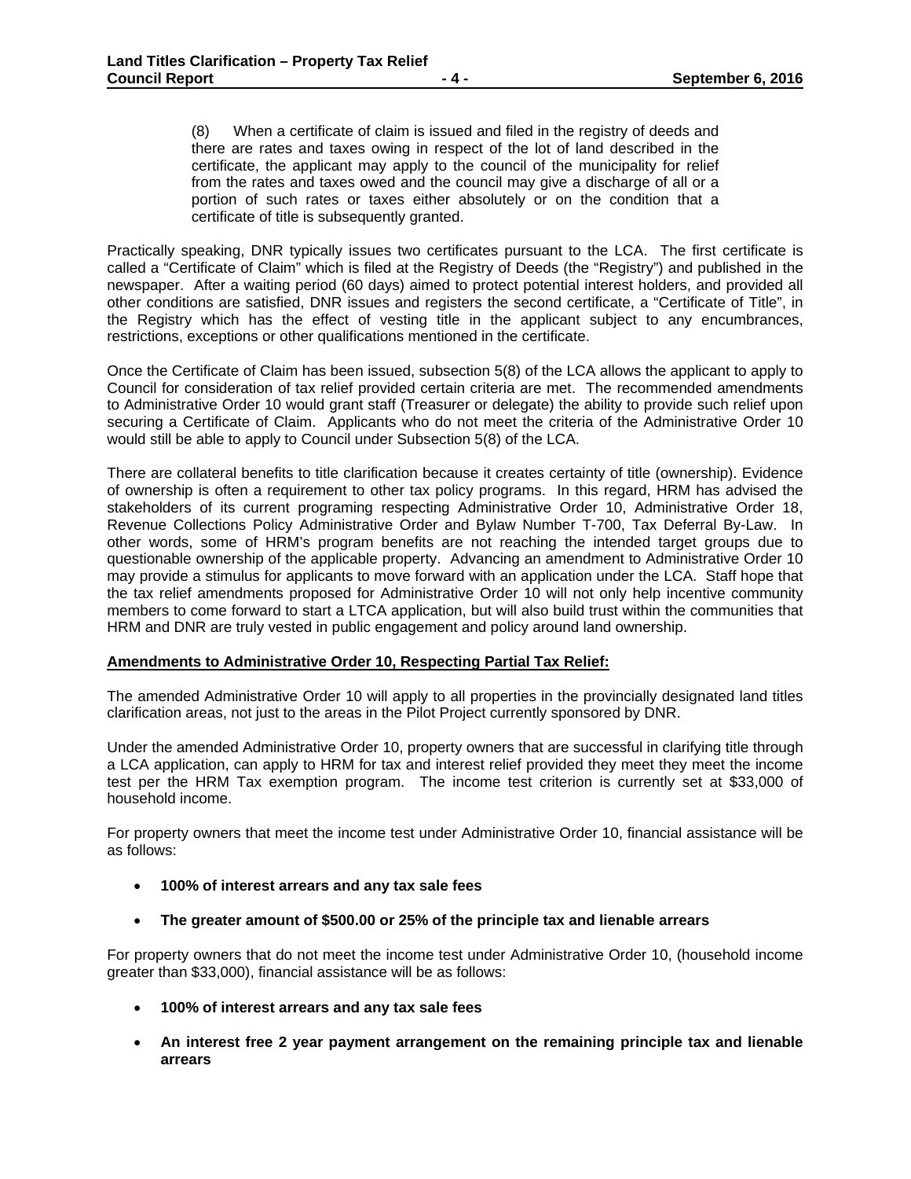(8) When a certificate of claim is issued and filed in the registry of deeds and there are rates and taxes owing in respect of the lot of land described in the certificate, the applicant may apply to the council of the municipality for relief from the rates and taxes owed and the council may give a discharge of all or a portion of such rates or taxes either absolutely or on the condition that a certificate of title is subsequently granted.

Practically speaking, DNR typically issues two certificates pursuant to the LCA. The first certificate is called a "Certificate of Claim" which is filed at the Registry of Deeds (the "Registry") and published in the newspaper. After a waiting period (60 days) aimed to protect potential interest holders, and provided all other conditions are satisfied, DNR issues and registers the second certificate, a "Certificate of Title", in the Registry which has the effect of vesting title in the applicant subject to any encumbrances, restrictions, exceptions or other qualifications mentioned in the certificate.

Once the Certificate of Claim has been issued, subsection 5(8) of the LCA allows the applicant to apply to Council for consideration of tax relief provided certain criteria are met. The recommended amendments to Administrative Order 10 would grant staff (Treasurer or delegate) the ability to provide such relief upon securing a Certificate of Claim. Applicants who do not meet the criteria of the Administrative Order 10 would still be able to apply to Council under Subsection 5(8) of the LCA.

There are collateral benefits to title clarification because it creates certainty of title (ownership). Evidence of ownership is often a requirement to other tax policy programs. In this regard, HRM has advised the stakeholders of its current programing respecting Administrative Order 10, Administrative Order 18, Revenue Collections Policy Administrative Order and Bylaw Number T-700, Tax Deferral By-Law. In other words, some of HRM's program benefits are not reaching the intended target groups due to questionable ownership of the applicable property. Advancing an amendment to Administrative Order 10 may provide a stimulus for applicants to move forward with an application under the LCA. Staff hope that the tax relief amendments proposed for Administrative Order 10 will not only help incentive community members to come forward to start a LTCA application, but will also build trust within the communities that HRM and DNR are truly vested in public engagement and policy around land ownership.

**Amendments to Administrative Order 10, Respecting Partial Tax Relief:**

The amended Administrative Order 10 will apply to all properties in the provincially designated land titles clarification areas, not just to the areas in the Pilot Project currently sponsored by DNR.

Under the amended Administrative Order 10, property owners that are successful in clarifying title through a LCA application, can apply to HRM for tax and interest relief provided they meet they meet the income test per the HRM Tax exemption program. The income test criterion is currently set at $33,000 of household income.

For property owners that meet the income test under Administrative Order 10, financial assistance will be as follows:

- **100% of interest arrears and any tax sale fees**
- **The greater amount of $500.00 or 25% of the principle tax and lienable arrears**

For property owners that do not meet the income test under Administrative Order 10, (household income greater than $33,000), financial assistance will be as follows:

- **100% of interest arrears and any tax sale fees**
- **An interest free 2 year payment arrangement on the remaining principle tax and lienable arrears**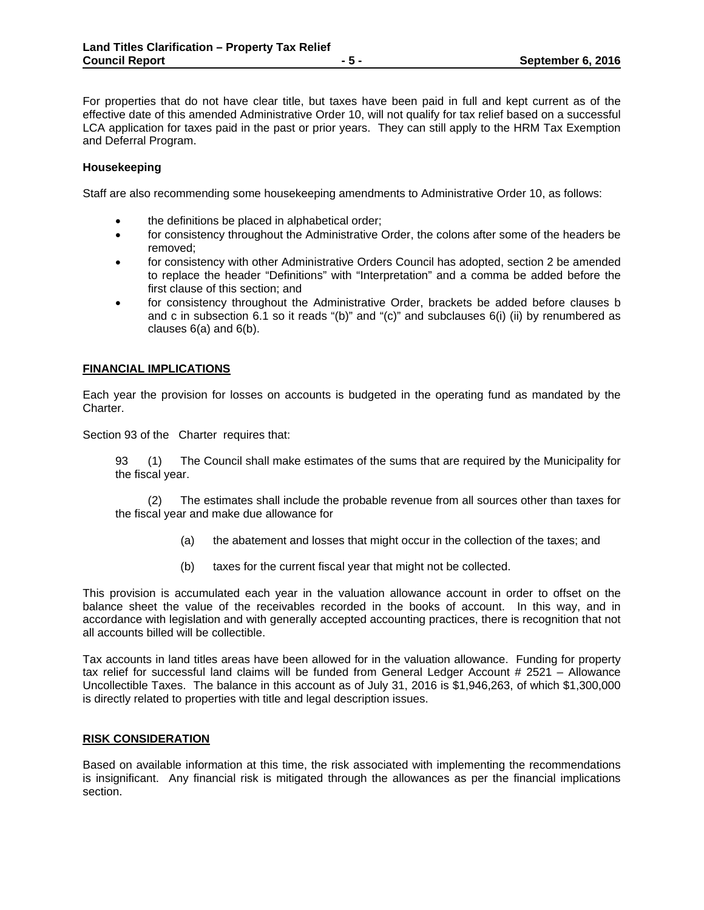For properties that do not have clear title, but taxes have been paid in full and kept current as of the effective date of this amended Administrative Order 10, will not qualify for tax relief based on a successful LCA application for taxes paid in the past or prior years. They can still apply to the HRM Tax Exemption and Deferral Program.

### Housekeeping

Staff are also recommending some housekeeping amendments to Administrative Order 10, as follows:

- the definitions be placed in alphabetical order;
- for consistency throughout the Administrative Order, the colons after some of the headers be removed;
- for consistency with other Administrative Orders Council has adopted, section 2 be amended to replace the header "Definitions" with "Interpretation" and a comma be added before the first clause of this section; and
- for consistency throughout the Administrative Order, brackets be added before clauses b and c in subsection 6.1 so it reads "(b)" and "(c)" and subclauses 6(i) (ii) by renumbered as clauses 6(a) and 6(b).

## FINANCIAL IMPLICATIONS

Each year the provision for losses on accounts is budgeted in the operating fund as mandated by the Charter.

Section 93 of the Charter requires that:

> 93 (1) The Council shall make estimates of the sums that are required by the Municipality for the fiscal year.
>
> (2) The estimates shall include the probable revenue from all sources other than taxes for the fiscal year and make due allowance for
>
> (a) the abatement and losses that might occur in the collection of the taxes; and
>
> (b) taxes for the current fiscal year that might not be collected.

This provision is accumulated each year in the valuation allowance account in order to offset on the balance sheet the value of the receivables recorded in the books of account. In this way, and in accordance with legislation and with generally accepted accounting practices, there is recognition that not all accounts billed will be collectible.

Tax accounts in land titles areas have been allowed for in the valuation allowance. Funding for property tax relief for successful land claims will be funded from General Ledger Account # 2521 – Allowance Uncollectible Taxes. The balance in this account as of July 31, 2016 is $1,946,263, of which $1,300,000 is directly related to properties with title and legal description issues.

## RISK CONSIDERATION

Based on available information at this time, the risk associated with implementing the recommendations is insignificant. Any financial risk is mitigated through the allowances as per the financial implications section.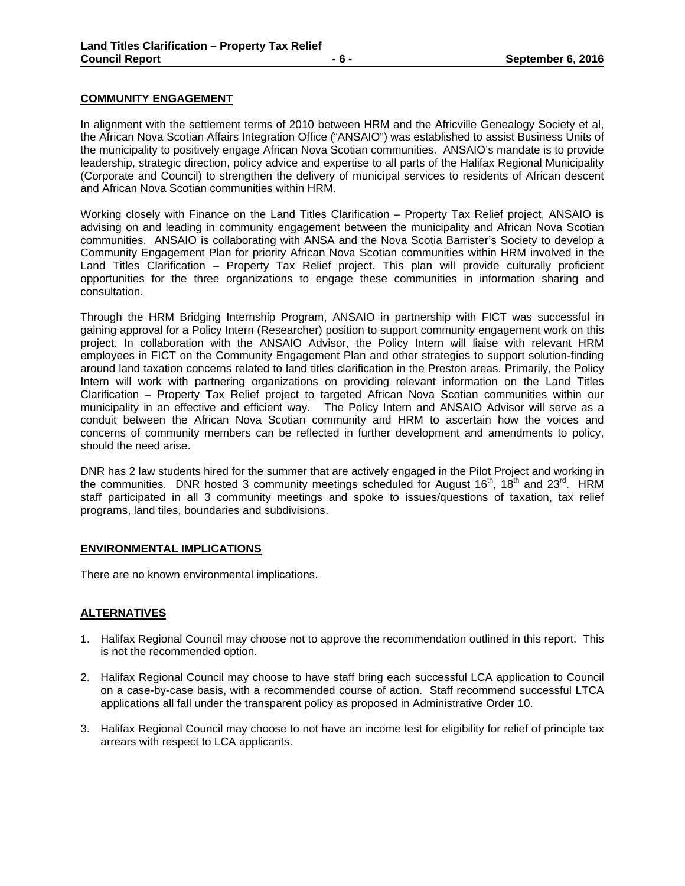**COMMUNITY ENGAGEMENT**

In alignment with the settlement terms of 2010 between HRM and the Africville Genealogy Society et al, the African Nova Scotian Affairs Integration Office ("ANSAIO") was established to assist Business Units of the municipality to positively engage African Nova Scotian communities. ANSAIO's mandate is to provide leadership, strategic direction, policy advice and expertise to all parts of the Halifax Regional Municipality (Corporate and Council) to strengthen the delivery of municipal services to residents of African descent and African Nova Scotian communities within HRM.

Working closely with Finance on the Land Titles Clarification – Property Tax Relief project, ANSAIO is advising on and leading in community engagement between the municipality and African Nova Scotian communities. ANSAIO is collaborating with ANSA and the Nova Scotia Barrister's Society to develop a Community Engagement Plan for priority African Nova Scotian communities within HRM involved in the Land Titles Clarification – Property Tax Relief project. This plan will provide culturally proficient opportunities for the three organizations to engage these communities in information sharing and consultation.

Through the HRM Bridging Internship Program, ANSAIO in partnership with FICT was successful in gaining approval for a Policy Intern (Researcher) position to support community engagement work on this project. In collaboration with the ANSAIO Advisor, the Policy Intern will liaise with relevant HRM employees in FICT on the Community Engagement Plan and other strategies to support solution-finding around land taxation concerns related to land titles clarification in the Preston areas. Primarily, the Policy Intern will work with partnering organizations on providing relevant information on the Land Titles Clarification – Property Tax Relief project to targeted African Nova Scotian communities within our municipality in an effective and efficient way. The Policy Intern and ANSAIO Advisor will serve as a conduit between the African Nova Scotian community and HRM to ascertain how the voices and concerns of community members can be reflected in further development and amendments to policy, should the need arise.

DNR has 2 law students hired for the summer that are actively engaged in the Pilot Project and working in the communities. DNR hosted 3 community meetings scheduled for August 16th, 18th and 23rd. HRM staff participated in all 3 community meetings and spoke to issues/questions of taxation, tax relief programs, land tiles, boundaries and subdivisions.

**ENVIRONMENTAL IMPLICATIONS**

There are no known environmental implications.

**ALTERNATIVES**

1. Halifax Regional Council may choose not to approve the recommendation outlined in this report. This is not the recommended option.

2. Halifax Regional Council may choose to have staff bring each successful LCA application to Council on a case-by-case basis, with a recommended course of action. Staff recommend successful LTCA applications all fall under the transparent policy as proposed in Administrative Order 10.

3. Halifax Regional Council may choose to not have an income test for eligibility for relief of principle tax arrears with respect to LCA applicants.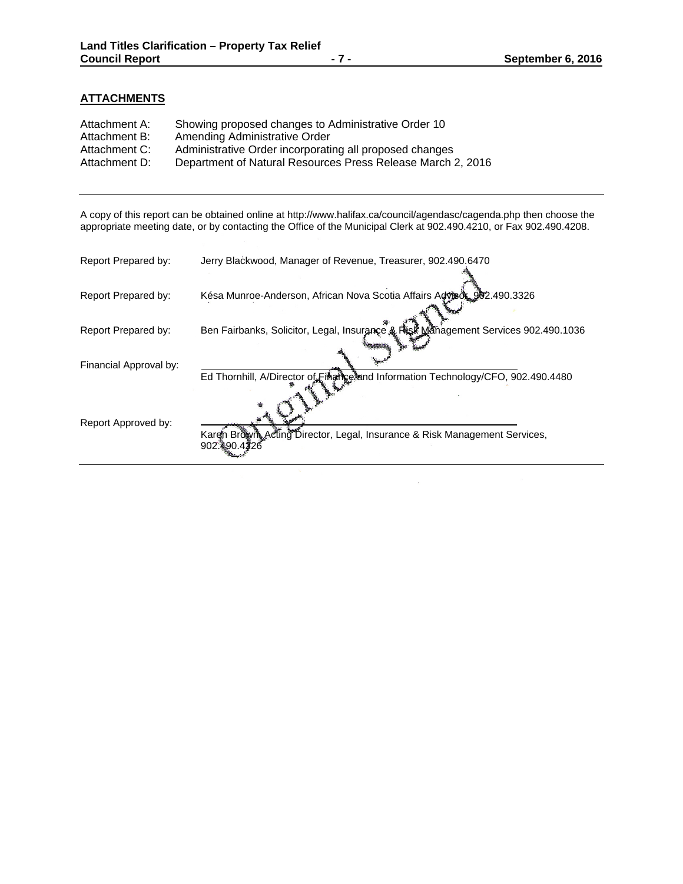## ATTACHMENTS

| | |
|---|---|
| Attachment A: | Showing proposed changes to Administrative Order 10 |
| Attachment B: | Amending Administrative Order |
| Attachment C: | Administrative Order incorporating all proposed changes |
| Attachment D: | Department of Natural Resources Press Release March 2, 2016 |

---

A copy of this report can be obtained online at http://www.halifax.ca/council/agendasc/cagenda.php then choose the appropriate meeting date, or by contacting the Office of the Municipal Clerk at 902.490.4210, or Fax 902.490.4208.

| | |
|---|---|
| Report Prepared by: | Jerry Blackwood, Manager of Revenue, Treasurer, 902.490.6470 |
| Report Prepared by: | Késa Munroe-Anderson, African Nova Scotia Affairs Advisor, 902.490.3326 |
| Report Prepared by: | Ben Fairbanks, Solicitor, Legal, Insurance & Risk Management Services 902.490.1036 |
| Financial Approval by: | Ed Thornhill, A/Director of Finance and Information Technology/CFO, 902.490.4480 |
| Report Approved by: | Karen Brown, Acting Director, Legal, Insurance & Risk Management Services, 902.490.4226 |

Original Signed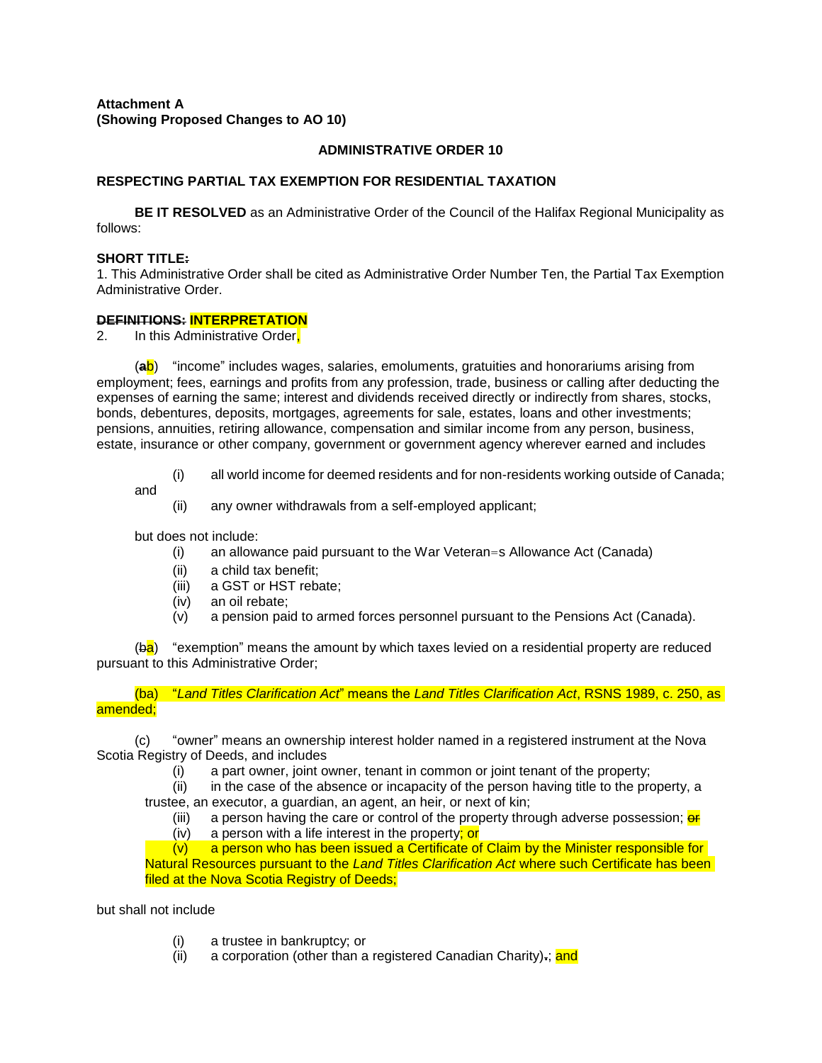**Attachment A**
**(Showing Proposed Changes to AO 10)**

**ADMINISTRATIVE ORDER 10**

**RESPECTING PARTIAL TAX EXEMPTION FOR RESIDENTIAL TAXATION**

**BE IT RESOLVED** as an Administrative Order of the Council of the Halifax Regional Municipality as follows:

**SHORT TITLE:**
1. This Administrative Order shall be cited as Administrative Order Number Ten, the Partial Tax Exemption Administrative Order.

**~~DEFINITIONS:~~ INTERPRETATION**
2. In this Administrative Order,

(~~a~~b) "income" includes wages, salaries, emoluments, gratuities and honorariums arising from employment; fees, earnings and profits from any profession, trade, business or calling after deducting the expenses of earning the same; interest and dividends received directly or indirectly from shares, stocks, bonds, debentures, deposits, mortgages, agreements for sale, estates, loans and other investments; pensions, annuities, retiring allowance, compensation and similar income from any person, business, estate, insurance or other company, government or government agency wherever earned and includes

(i) all world income for deemed residents and for non-residents working outside of Canada; and
(ii) any owner withdrawals from a self-employed applicant;

but does not include:
(i) an allowance paid pursuant to the War Veteran=s Allowance Act (Canada)
(ii) a child tax benefit;
(iii) a GST or HST rebate;
(iv) an oil rebate;
(v) a pension paid to armed forces personnel pursuant to the Pensions Act (Canada).

(~~b~~a) "exemption" means the amount by which taxes levied on a residential property are reduced pursuant to this Administrative Order;

(ba) "*Land Titles Clarification Act*" means the *Land Titles Clarification Act*, RSNS 1989, c. 250, as amended;

(c) "owner" means an ownership interest holder named in a registered instrument at the Nova Scotia Registry of Deeds, and includes
(i) a part owner, joint owner, tenant in common or joint tenant of the property;
(ii) in the case of the absence or incapacity of the person having title to the property, a trustee, an executor, a guardian, an agent, an heir, or next of kin;
(iii) a person having the care or control of the property through adverse possession; ~~or~~
(iv) a person with a life interest in the property; or
(v) a person who has been issued a Certificate of Claim by the Minister responsible for Natural Resources pursuant to the *Land Titles Clarification Act* where such Certificate has been filed at the Nova Scotia Registry of Deeds;

but shall not include

(i) a trustee in bankruptcy; or
(ii) a corporation (other than a registered Canadian Charity)~~.~~; and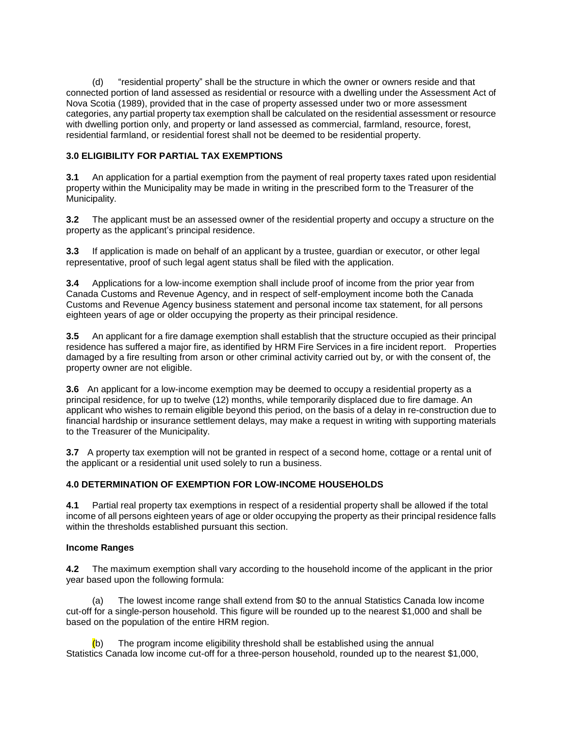(d) “residential property” shall be the structure in which the owner or owners reside and that connected portion of land assessed as residential or resource with a dwelling under the Assessment Act of Nova Scotia (1989), provided that in the case of property assessed under two or more assessment categories, any partial property tax exemption shall be calculated on the residential assessment or resource with dwelling portion only, and property or land assessed as commercial, farmland, resource, forest, residential farmland, or residential forest shall not be deemed to be residential property.

### 3.0 ELIGIBILITY FOR PARTIAL TAX EXEMPTIONS

**3.1** An application for a partial exemption from the payment of real property taxes rated upon residential property within the Municipality may be made in writing in the prescribed form to the Treasurer of the Municipality.

**3.2** The applicant must be an assessed owner of the residential property and occupy a structure on the property as the applicant’s principal residence.

**3.3** If application is made on behalf of an applicant by a trustee, guardian or executor, or other legal representative, proof of such legal agent status shall be filed with the application.

**3.4** Applications for a low-income exemption shall include proof of income from the prior year from Canada Customs and Revenue Agency, and in respect of self-employment income both the Canada Customs and Revenue Agency business statement and personal income tax statement, for all persons eighteen years of age or older occupying the property as their principal residence.

**3.5** An applicant for a fire damage exemption shall establish that the structure occupied as their principal residence has suffered a major fire, as identified by HRM Fire Services in a fire incident report. Properties damaged by a fire resulting from arson or other criminal activity carried out by, or with the consent of, the property owner are not eligible.

**3.6** An applicant for a low-income exemption may be deemed to occupy a residential property as a principal residence, for up to twelve (12) months, while temporarily displaced due to fire damage. An applicant who wishes to remain eligible beyond this period, on the basis of a delay in re-construction due to financial hardship or insurance settlement delays, may make a request in writing with supporting materials to the Treasurer of the Municipality.

**3.7** A property tax exemption will not be granted in respect of a second home, cottage or a rental unit of the applicant or a residential unit used solely to run a business.

### 4.0 DETERMINATION OF EXEMPTION FOR LOW-INCOME HOUSEHOLDS

**4.1** Partial real property tax exemptions in respect of a residential property shall be allowed if the total income of all persons eighteen years of age or older occupying the property as their principal residence falls within the thresholds established pursuant this section.

**Income Ranges**

**4.2** The maximum exemption shall vary according to the household income of the applicant in the prior year based upon the following formula:

(a) The lowest income range shall extend from $0 to the annual Statistics Canada low income cut-off for a single-person household. This figure will be rounded up to the nearest $1,000 and shall be based on the population of the entire HRM region.

(b) The program income eligibility threshold shall be established using the annual Statistics Canada low income cut-off for a three-person household, rounded up to the nearest $1,000,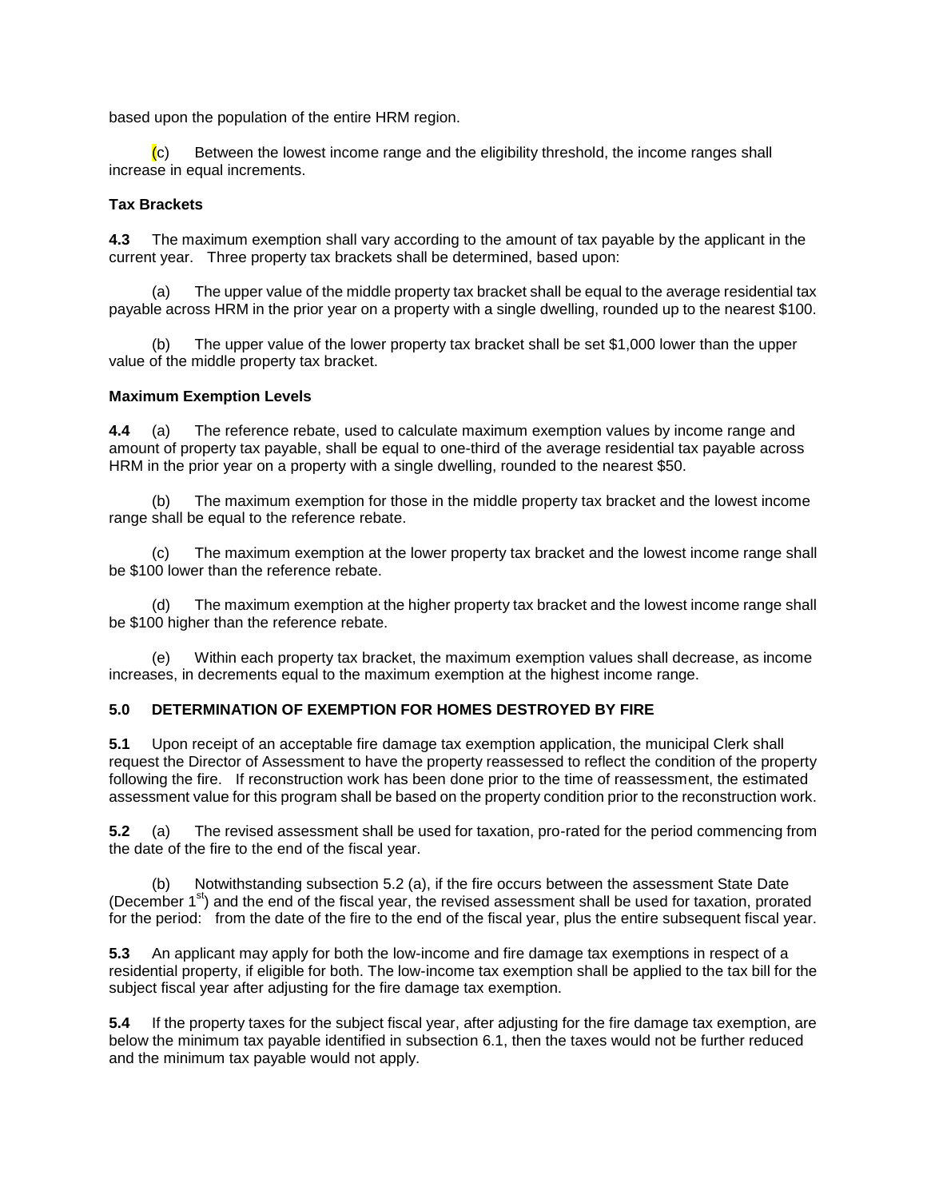based upon the population of the entire HRM region.

(c) Between the lowest income range and the eligibility threshold, the income ranges shall increase in equal increments.

**Tax Brackets**

**4.3** The maximum exemption shall vary according to the amount of tax payable by the applicant in the current year. Three property tax brackets shall be determined, based upon:

(a) The upper value of the middle property tax bracket shall be equal to the average residential tax payable across HRM in the prior year on a property with a single dwelling, rounded up to the nearest $100.

(b) The upper value of the lower property tax bracket shall be set $1,000 lower than the upper value of the middle property tax bracket.

**Maximum Exemption Levels**

**4.4** (a) The reference rebate, used to calculate maximum exemption values by income range and amount of property tax payable, shall be equal to one-third of the average residential tax payable across HRM in the prior year on a property with a single dwelling, rounded to the nearest $50.

(b) The maximum exemption for those in the middle property tax bracket and the lowest income range shall be equal to the reference rebate.

(c) The maximum exemption at the lower property tax bracket and the lowest income range shall be $100 lower than the reference rebate.

(d) The maximum exemption at the higher property tax bracket and the lowest income range shall be $100 higher than the reference rebate.

(e) Within each property tax bracket, the maximum exemption values shall decrease, as income increases, in decrements equal to the maximum exemption at the highest income range.

## 5.0 DETERMINATION OF EXEMPTION FOR HOMES DESTROYED BY FIRE

**5.1** Upon receipt of an acceptable fire damage tax exemption application, the municipal Clerk shall request the Director of Assessment to have the property reassessed to reflect the condition of the property following the fire. If reconstruction work has been done prior to the time of reassessment, the estimated assessment value for this program shall be based on the property condition prior to the reconstruction work.

**5.2** (a) The revised assessment shall be used for taxation, pro-rated for the period commencing from the date of the fire to the end of the fiscal year.

(b) Notwithstanding subsection 5.2 (a), if the fire occurs between the assessment State Date (December 1st) and the end of the fiscal year, the revised assessment shall be used for taxation, prorated for the period: from the date of the fire to the end of the fiscal year, plus the entire subsequent fiscal year.

**5.3** An applicant may apply for both the low-income and fire damage tax exemptions in respect of a residential property, if eligible for both. The low-income tax exemption shall be applied to the tax bill for the subject fiscal year after adjusting for the fire damage tax exemption.

**5.4** If the property taxes for the subject fiscal year, after adjusting for the fire damage tax exemption, are below the minimum tax payable identified in subsection 6.1, then the taxes would not be further reduced and the minimum tax payable would not apply.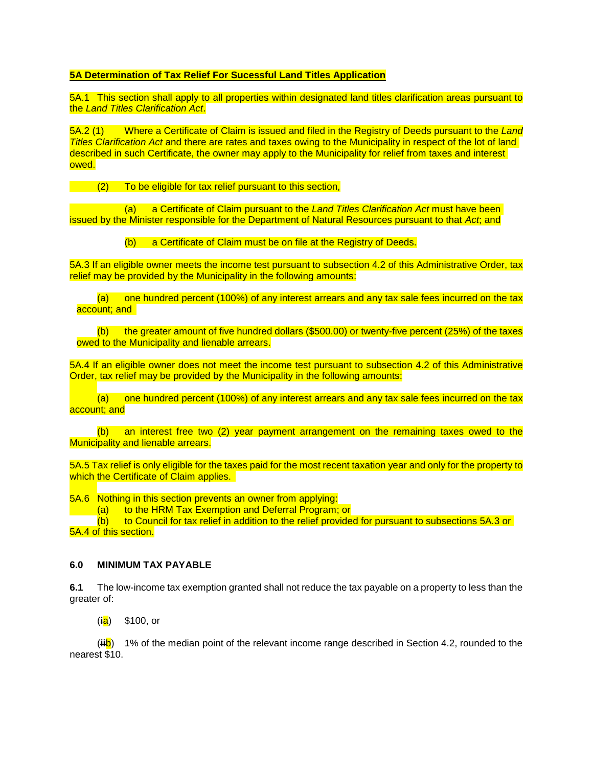**5A Determination of Tax Relief For Sucessful Land Titles Application**

5A.1 This section shall apply to all properties within designated land titles clarification areas pursuant to the *Land Titles Clarification Act*.

5A.2 (1) Where a Certificate of Claim is issued and filed in the Registry of Deeds pursuant to the *Land Titles Clarification Act* and there are rates and taxes owing to the Municipality in respect of the lot of land described in such Certificate, the owner may apply to the Municipality for relief from taxes and interest owed.

(2) To be eligible for tax relief pursuant to this section,

(a) a Certificate of Claim pursuant to the *Land Titles Clarification Act* must have been issued by the Minister responsible for the Department of Natural Resources pursuant to that *Act*; and

(b) a Certificate of Claim must be on file at the Registry of Deeds.

5A.3 If an eligible owner meets the income test pursuant to subsection 4.2 of this Administrative Order, tax relief may be provided by the Municipality in the following amounts:

(a) one hundred percent (100%) of any interest arrears and any tax sale fees incurred on the tax account; and

(b) the greater amount of five hundred dollars ($500.00) or twenty-five percent (25%) of the taxes owed to the Municipality and lienable arrears.

5A.4 If an eligible owner does not meet the income test pursuant to subsection 4.2 of this Administrative Order, tax relief may be provided by the Municipality in the following amounts:

(a) one hundred percent (100%) of any interest arrears and any tax sale fees incurred on the tax account; and

(b) an interest free two (2) year payment arrangement on the remaining taxes owed to the Municipality and lienable arrears.

5A.5 Tax relief is only eligible for the taxes paid for the most recent taxation year and only for the property to which the Certificate of Claim applies.

5A.6 Nothing in this section prevents an owner from applying:

(a) to the HRM Tax Exemption and Deferral Program; or

(b) to Council for tax relief in addition to the relief provided for pursuant to subsections 5A.3 or 5A.4 of this section.

**6.0 MINIMUM TAX PAYABLE**

**6.1** The low-income tax exemption granted shall not reduce the tax payable on a property to less than the greater of:

(~~i~~a) $100, or

(~~ii~~b) 1% of the median point of the relevant income range described in Section 4.2, rounded to the nearest $10.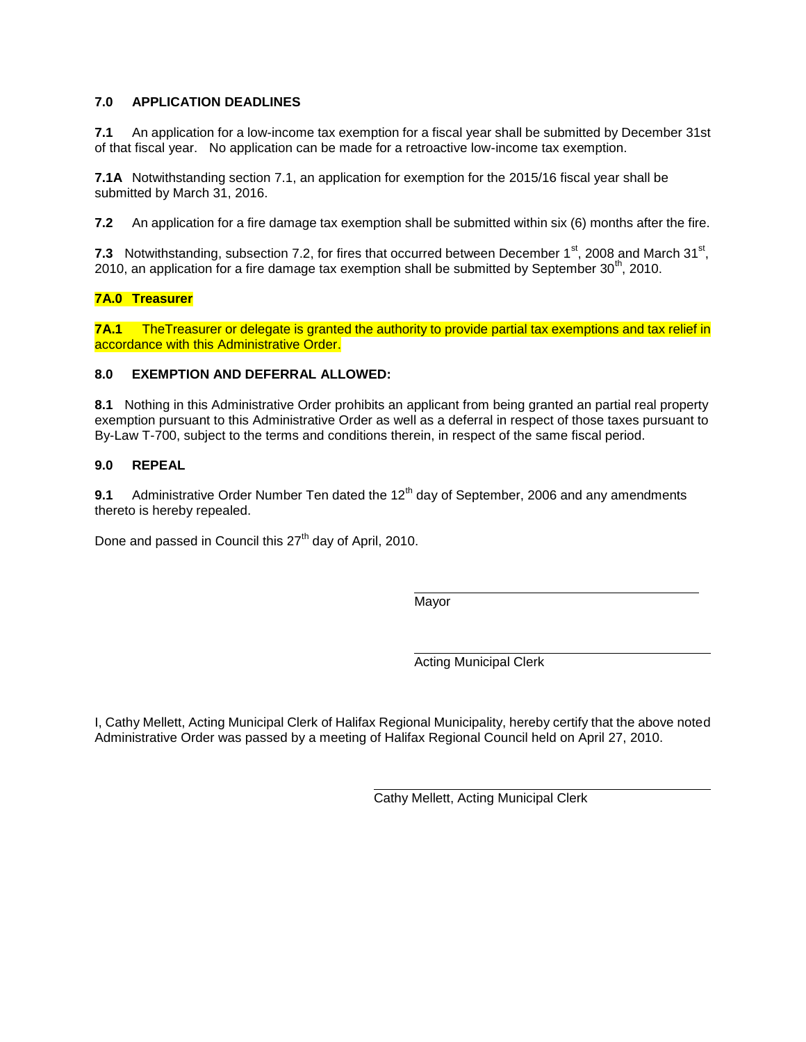**7.0 APPLICATION DEADLINES**

**7.1** An application for a low-income tax exemption for a fiscal year shall be submitted by December 31st of that fiscal year. No application can be made for a retroactive low-income tax exemption.

**7.1A** Notwithstanding section 7.1, an application for exemption for the 2015/16 fiscal year shall be submitted by March 31, 2016.

**7.2** An application for a fire damage tax exemption shall be submitted within six (6) months after the fire.

**7.3** Notwithstanding, subsection 7.2, for fires that occurred between December 1st, 2008 and March 31st, 2010, an application for a fire damage tax exemption shall be submitted by September 30th, 2010.

**7A.0 Treasurer**

**7A.1** TheTreasurer or delegate is granted the authority to provide partial tax exemptions and tax relief in accordance with this Administrative Order.

**8.0 EXEMPTION AND DEFERRAL ALLOWED:**

**8.1** Nothing in this Administrative Order prohibits an applicant from being granted an partial real property exemption pursuant to this Administrative Order as well as a deferral in respect of those taxes pursuant to By-Law T-700, subject to the terms and conditions therein, in respect of the same fiscal period.

**9.0 REPEAL**

**9.1** Administrative Order Number Ten dated the 12th day of September, 2006 and any amendments thereto is hereby repealed.

Done and passed in Council this 27th day of April, 2010.

Mayor

Acting Municipal Clerk

I, Cathy Mellett, Acting Municipal Clerk of Halifax Regional Municipality, hereby certify that the above noted Administrative Order was passed by a meeting of Halifax Regional Council held on April 27, 2010.

Cathy Mellett, Acting Municipal Clerk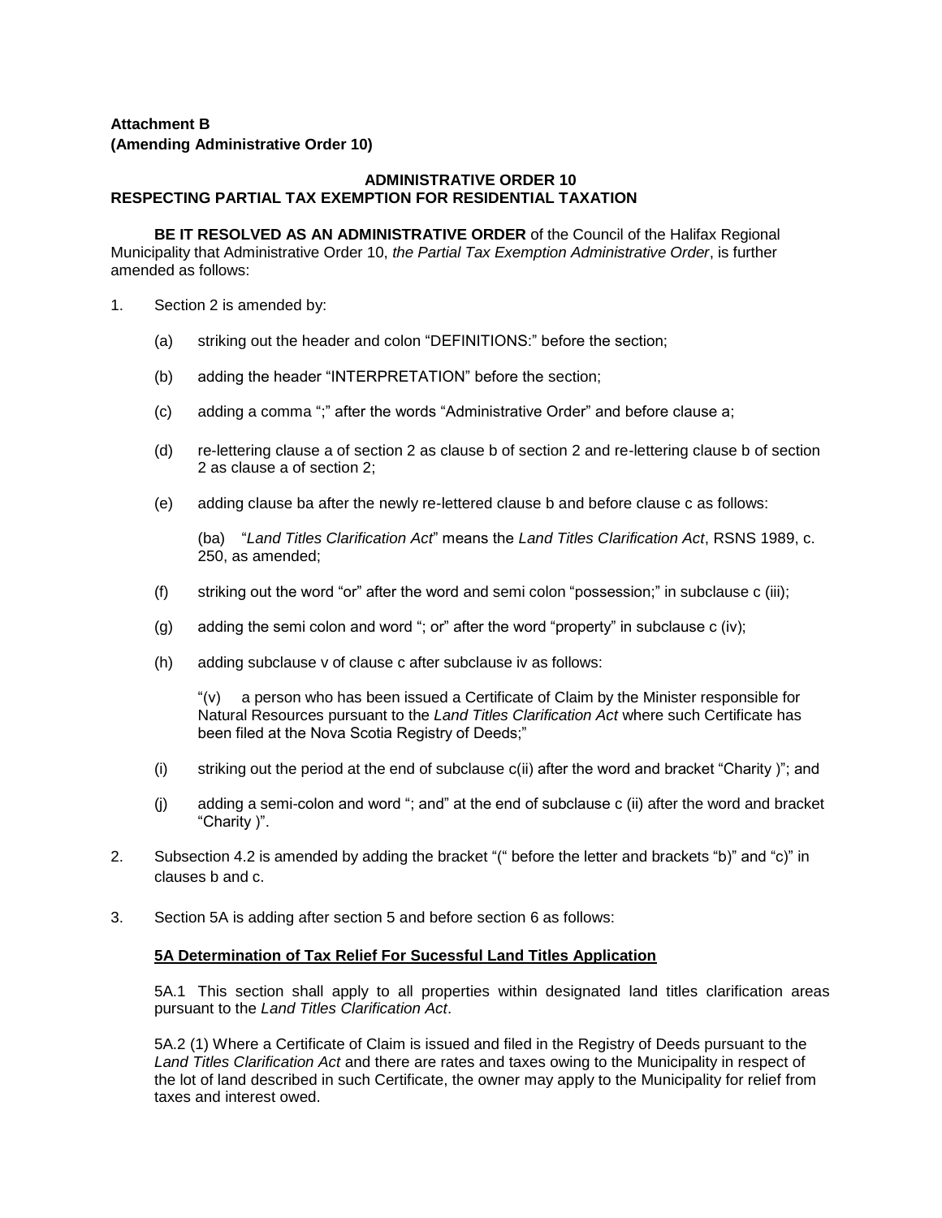**Attachment B**
**(Amending Administrative Order 10)**

**ADMINISTRATIVE ORDER 10**
**RESPECTING PARTIAL TAX EXEMPTION FOR RESIDENTIAL TAXATION**

**BE IT RESOLVED AS AN ADMINISTRATIVE ORDER** of the Council of the Halifax Regional Municipality that Administrative Order 10, *the Partial Tax Exemption Administrative Order*, is further amended as follows:

1. Section 2 is amended by:

   (a) striking out the header and colon "DEFINITIONS:" before the section;

   (b) adding the header "INTERPRETATION" before the section;

   (c) adding a comma ";" after the words "Administrative Order" and before clause a;

   (d) re-lettering clause a of section 2 as clause b of section 2 and re-lettering clause b of section 2 as clause a of section 2;

   (e) adding clause ba after the newly re-lettered clause b and before clause c as follows:

   (ba) "*Land Titles Clarification Act*" means the *Land Titles Clarification Act*, RSNS 1989, c. 250, as amended;

   (f) striking out the word "or" after the word and semi colon "possession;" in subclause c (iii);

   (g) adding the semi colon and word "; or" after the word "property" in subclause c (iv);

   (h) adding subclause v of clause c after subclause iv as follows:

   "(v) a person who has been issued a Certificate of Claim by the Minister responsible for Natural Resources pursuant to the *Land Titles Clarification Act* where such Certificate has been filed at the Nova Scotia Registry of Deeds;"

   (i) striking out the period at the end of subclause c(ii) after the word and bracket "Charity )"; and

   (j) adding a semi-colon and word "; and" at the end of subclause c (ii) after the word and bracket "Charity )".

2. Subsection 4.2 is amended by adding the bracket "(" before the letter and brackets "b)" and "c)" in clauses b and c.

3. Section 5A is adding after section 5 and before section 6 as follows:

**5A Determination of Tax Relief For Sucessful Land Titles Application**

5A.1 This section shall apply to all properties within designated land titles clarification areas pursuant to the *Land Titles Clarification Act*.

5A.2 (1) Where a Certificate of Claim is issued and filed in the Registry of Deeds pursuant to the *Land Titles Clarification Act* and there are rates and taxes owing to the Municipality in respect of the lot of land described in such Certificate, the owner may apply to the Municipality for relief from taxes and interest owed.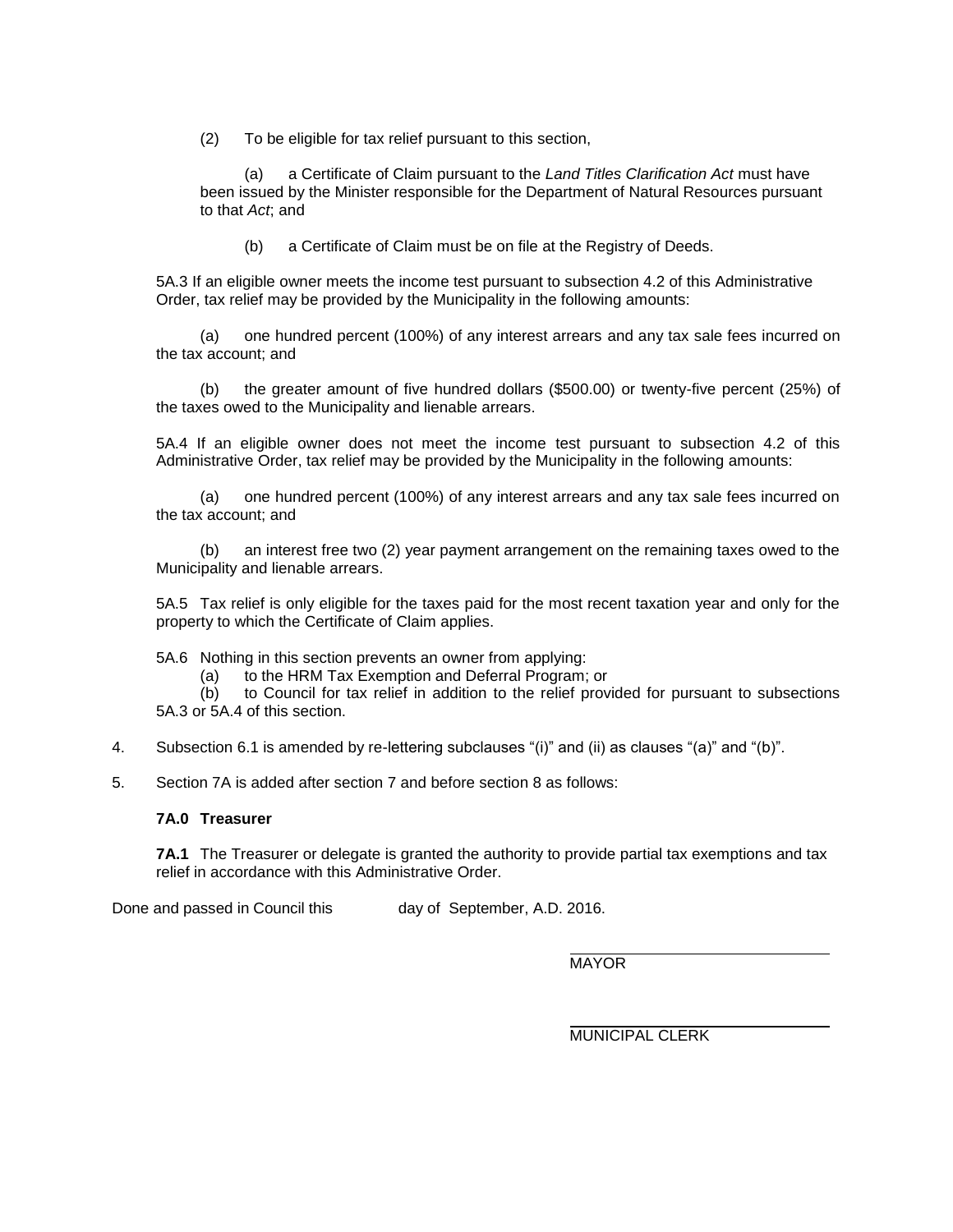(2) To be eligible for tax relief pursuant to this section,

(a) a Certificate of Claim pursuant to the *Land Titles Clarification Act* must have been issued by the Minister responsible for the Department of Natural Resources pursuant to that *Act*; and

(b) a Certificate of Claim must be on file at the Registry of Deeds.

5A.3 If an eligible owner meets the income test pursuant to subsection 4.2 of this Administrative Order, tax relief may be provided by the Municipality in the following amounts:

(a) one hundred percent (100%) of any interest arrears and any tax sale fees incurred on the tax account; and

(b) the greater amount of five hundred dollars ($500.00) or twenty-five percent (25%) of the taxes owed to the Municipality and lienable arrears.

5A.4 If an eligible owner does not meet the income test pursuant to subsection 4.2 of this Administrative Order, tax relief may be provided by the Municipality in the following amounts:

(a) one hundred percent (100%) of any interest arrears and any tax sale fees incurred on the tax account; and

(b) an interest free two (2) year payment arrangement on the remaining taxes owed to the Municipality and lienable arrears.

5A.5 Tax relief is only eligible for the taxes paid for the most recent taxation year and only for the property to which the Certificate of Claim applies.

5A.6 Nothing in this section prevents an owner from applying:
(a) to the HRM Tax Exemption and Deferral Program; or
(b) to Council for tax relief in addition to the relief provided for pursuant to subsections 5A.3 or 5A.4 of this section.

4. Subsection 6.1 is amended by re-lettering subclauses "(i)" and (ii) as clauses "(a)" and "(b)".

5. Section 7A is added after section 7 and before section 8 as follows:

**7A.0 Treasurer**

**7A.1** The Treasurer or delegate is granted the authority to provide partial tax exemptions and tax relief in accordance with this Administrative Order.

Done and passed in Council this day of September, A.D. 2016.

MAYOR

MUNICIPAL CLERK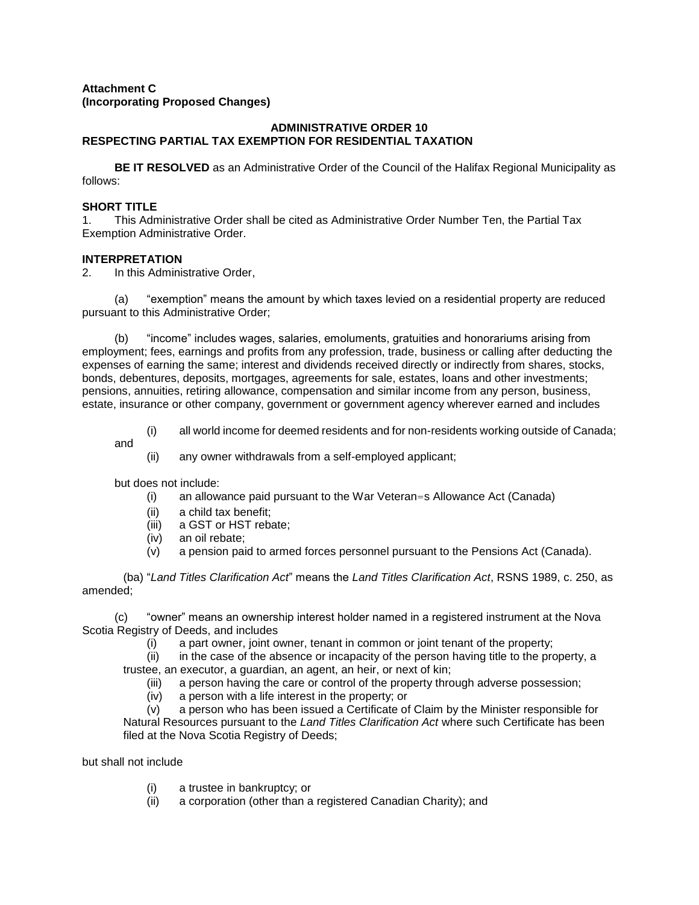**Attachment C**
**(Incorporating Proposed Changes)**

**ADMINISTRATIVE ORDER 10**
**RESPECTING PARTIAL TAX EXEMPTION FOR RESIDENTIAL TAXATION**

**BE IT RESOLVED** as an Administrative Order of the Council of the Halifax Regional Municipality as follows:

**SHORT TITLE**

1. This Administrative Order shall be cited as Administrative Order Number Ten, the Partial Tax Exemption Administrative Order.

**INTERPRETATION**

2. In this Administrative Order,

(a) "exemption" means the amount by which taxes levied on a residential property are reduced pursuant to this Administrative Order;

(b) "income" includes wages, salaries, emoluments, gratuities and honorariums arising from employment; fees, earnings and profits from any profession, trade, business or calling after deducting the expenses of earning the same; interest and dividends received directly or indirectly from shares, stocks, bonds, debentures, deposits, mortgages, agreements for sale, estates, loans and other investments; pensions, annuities, retiring allowance, compensation and similar income from any person, business, estate, insurance or other company, government or government agency wherever earned and includes

(i) all world income for deemed residents and for non-residents working outside of Canada; and

(ii) any owner withdrawals from a self-employed applicant;

but does not include:

(i) an allowance paid pursuant to the War Veteran=s Allowance Act (Canada)

(ii) a child tax benefit;

(iii) a GST or HST rebate;

(iv) an oil rebate;

(v) a pension paid to armed forces personnel pursuant to the Pensions Act (Canada).

(ba) "*Land Titles Clarification Act*" means the *Land Titles Clarification Act*, RSNS 1989, c. 250, as amended;

(c) "owner" means an ownership interest holder named in a registered instrument at the Nova Scotia Registry of Deeds, and includes

(i) a part owner, joint owner, tenant in common or joint tenant of the property;

(ii) in the case of the absence or incapacity of the person having title to the property, a trustee, an executor, a guardian, an agent, an heir, or next of kin;

(iii) a person having the care or control of the property through adverse possession;

(iv) a person with a life interest in the property; or

(v) a person who has been issued a Certificate of Claim by the Minister responsible for Natural Resources pursuant to the *Land Titles Clarification Act* where such Certificate has been filed at the Nova Scotia Registry of Deeds;

but shall not include

(i) a trustee in bankruptcy; or

(ii) a corporation (other than a registered Canadian Charity); and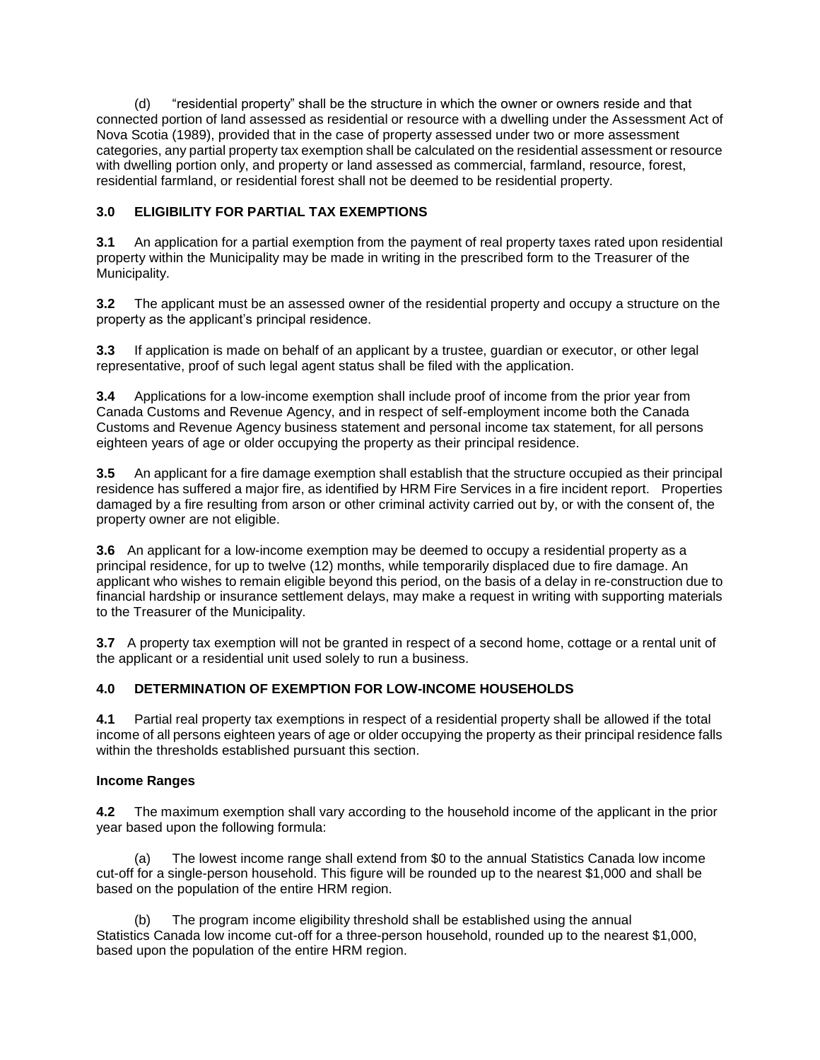(d) "residential property" shall be the structure in which the owner or owners reside and that connected portion of land assessed as residential or resource with a dwelling under the Assessment Act of Nova Scotia (1989), provided that in the case of property assessed under two or more assessment categories, any partial property tax exemption shall be calculated on the residential assessment or resource with dwelling portion only, and property or land assessed as commercial, farmland, resource, forest, residential farmland, or residential forest shall not be deemed to be residential property.

## 3.0 ELIGIBILITY FOR PARTIAL TAX EXEMPTIONS

**3.1** An application for a partial exemption from the payment of real property taxes rated upon residential property within the Municipality may be made in writing in the prescribed form to the Treasurer of the Municipality.

**3.2** The applicant must be an assessed owner of the residential property and occupy a structure on the property as the applicant's principal residence.

**3.3** If application is made on behalf of an applicant by a trustee, guardian or executor, or other legal representative, proof of such legal agent status shall be filed with the application.

**3.4** Applications for a low-income exemption shall include proof of income from the prior year from Canada Customs and Revenue Agency, and in respect of self-employment income both the Canada Customs and Revenue Agency business statement and personal income tax statement, for all persons eighteen years of age or older occupying the property as their principal residence.

**3.5** An applicant for a fire damage exemption shall establish that the structure occupied as their principal residence has suffered a major fire, as identified by HRM Fire Services in a fire incident report. Properties damaged by a fire resulting from arson or other criminal activity carried out by, or with the consent of, the property owner are not eligible.

**3.6** An applicant for a low-income exemption may be deemed to occupy a residential property as a principal residence, for up to twelve (12) months, while temporarily displaced due to fire damage. An applicant who wishes to remain eligible beyond this period, on the basis of a delay in re-construction due to financial hardship or insurance settlement delays, may make a request in writing with supporting materials to the Treasurer of the Municipality.

**3.7** A property tax exemption will not be granted in respect of a second home, cottage or a rental unit of the applicant or a residential unit used solely to run a business.

## 4.0 DETERMINATION OF EXEMPTION FOR LOW-INCOME HOUSEHOLDS

**4.1** Partial real property tax exemptions in respect of a residential property shall be allowed if the total income of all persons eighteen years of age or older occupying the property as their principal residence falls within the thresholds established pursuant this section.

### Income Ranges

**4.2** The maximum exemption shall vary according to the household income of the applicant in the prior year based upon the following formula:

(a) The lowest income range shall extend from $0 to the annual Statistics Canada low income cut-off for a single-person household. This figure will be rounded up to the nearest $1,000 and shall be based on the population of the entire HRM region.

(b) The program income eligibility threshold shall be established using the annual Statistics Canada low income cut-off for a three-person household, rounded up to the nearest $1,000, based upon the population of the entire HRM region.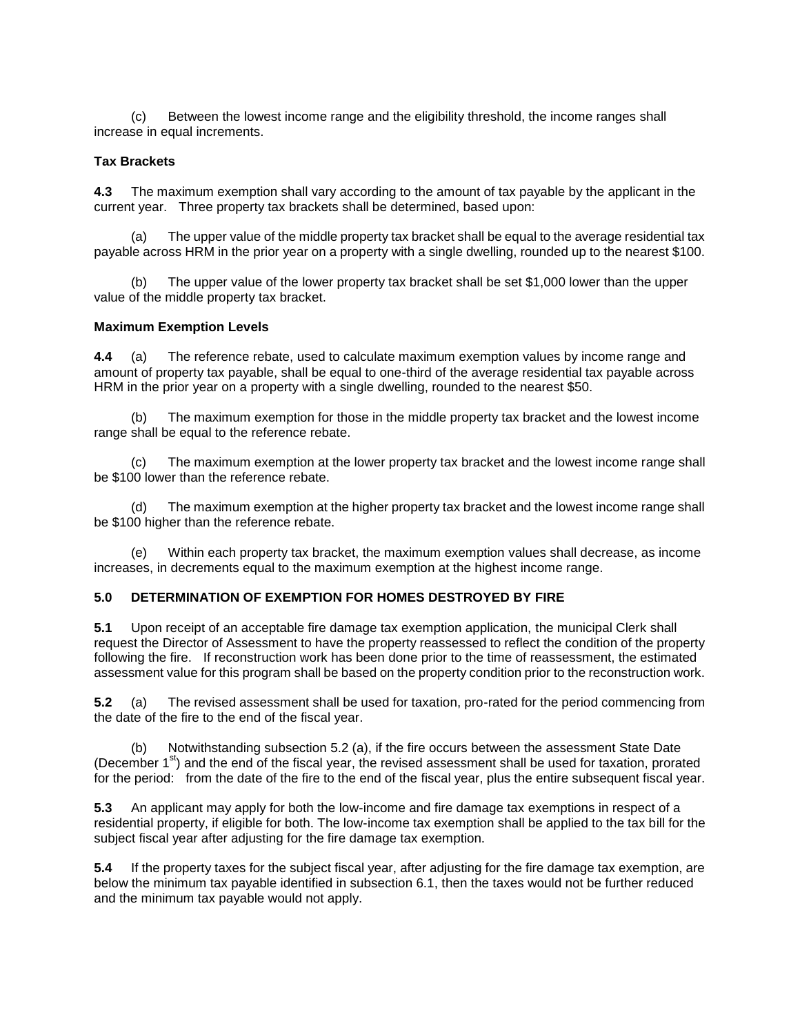(c) Between the lowest income range and the eligibility threshold, the income ranges shall increase in equal increments.

**Tax Brackets**

**4.3** The maximum exemption shall vary according to the amount of tax payable by the applicant in the current year. Three property tax brackets shall be determined, based upon:

(a) The upper value of the middle property tax bracket shall be equal to the average residential tax payable across HRM in the prior year on a property with a single dwelling, rounded up to the nearest $100.

(b) The upper value of the lower property tax bracket shall be set $1,000 lower than the upper value of the middle property tax bracket.

**Maximum Exemption Levels**

**4.4** (a) The reference rebate, used to calculate maximum exemption values by income range and amount of property tax payable, shall be equal to one-third of the average residential tax payable across HRM in the prior year on a property with a single dwelling, rounded to the nearest $50.

(b) The maximum exemption for those in the middle property tax bracket and the lowest income range shall be equal to the reference rebate.

(c) The maximum exemption at the lower property tax bracket and the lowest income range shall be $100 lower than the reference rebate.

(d) The maximum exemption at the higher property tax bracket and the lowest income range shall be $100 higher than the reference rebate.

(e) Within each property tax bracket, the maximum exemption values shall decrease, as income increases, in decrements equal to the maximum exemption at the highest income range.

## 5.0 DETERMINATION OF EXEMPTION FOR HOMES DESTROYED BY FIRE

**5.1** Upon receipt of an acceptable fire damage tax exemption application, the municipal Clerk shall request the Director of Assessment to have the property reassessed to reflect the condition of the property following the fire. If reconstruction work has been done prior to the time of reassessment, the estimated assessment value for this program shall be based on the property condition prior to the reconstruction work.

**5.2** (a) The revised assessment shall be used for taxation, pro-rated for the period commencing from the date of the fire to the end of the fiscal year.

(b) Notwithstanding subsection 5.2 (a), if the fire occurs between the assessment State Date (December 1st) and the end of the fiscal year, the revised assessment shall be used for taxation, prorated for the period: from the date of the fire to the end of the fiscal year, plus the entire subsequent fiscal year.

**5.3** An applicant may apply for both the low-income and fire damage tax exemptions in respect of a residential property, if eligible for both. The low-income tax exemption shall be applied to the tax bill for the subject fiscal year after adjusting for the fire damage tax exemption.

**5.4** If the property taxes for the subject fiscal year, after adjusting for the fire damage tax exemption, are below the minimum tax payable identified in subsection 6.1, then the taxes would not be further reduced and the minimum tax payable would not apply.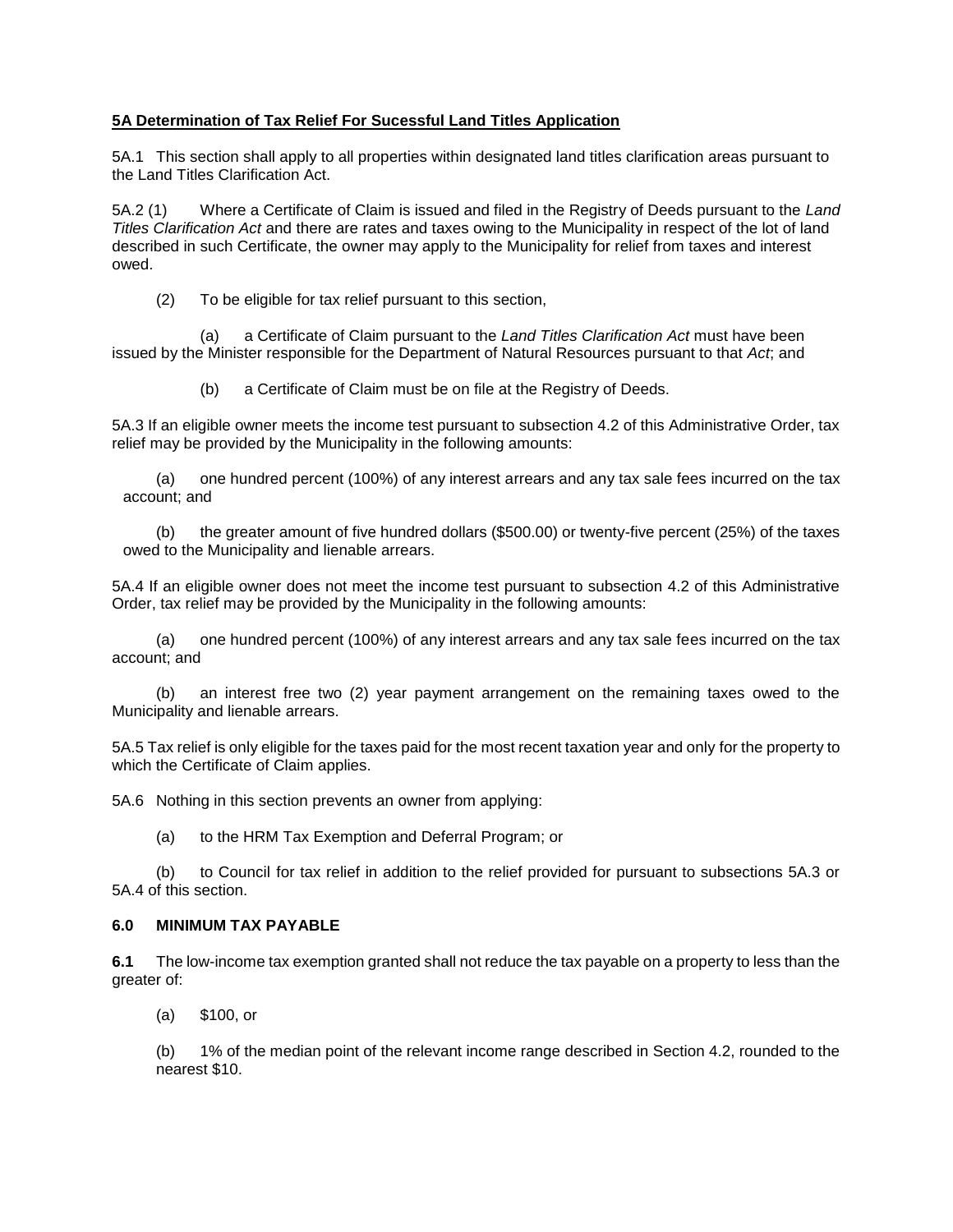**5A Determination of Tax Relief For Sucessful Land Titles Application**

5A.1 This section shall apply to all properties within designated land titles clarification areas pursuant to the Land Titles Clarification Act.

5A.2 (1) Where a Certificate of Claim is issued and filed in the Registry of Deeds pursuant to the *Land Titles Clarification Act* and there are rates and taxes owing to the Municipality in respect of the lot of land described in such Certificate, the owner may apply to the Municipality for relief from taxes and interest owed.

(2) To be eligible for tax relief pursuant to this section,

(a) a Certificate of Claim pursuant to the *Land Titles Clarification Act* must have been issued by the Minister responsible for the Department of Natural Resources pursuant to that *Act*; and

(b) a Certificate of Claim must be on file at the Registry of Deeds.

5A.3 If an eligible owner meets the income test pursuant to subsection 4.2 of this Administrative Order, tax relief may be provided by the Municipality in the following amounts:

(a) one hundred percent (100%) of any interest arrears and any tax sale fees incurred on the tax account; and

(b) the greater amount of five hundred dollars ($500.00) or twenty-five percent (25%) of the taxes owed to the Municipality and lienable arrears.

5A.4 If an eligible owner does not meet the income test pursuant to subsection 4.2 of this Administrative Order, tax relief may be provided by the Municipality in the following amounts:

(a) one hundred percent (100%) of any interest arrears and any tax sale fees incurred on the tax account; and

(b) an interest free two (2) year payment arrangement on the remaining taxes owed to the Municipality and lienable arrears.

5A.5 Tax relief is only eligible for the taxes paid for the most recent taxation year and only for the property to which the Certificate of Claim applies.

5A.6 Nothing in this section prevents an owner from applying:

(a) to the HRM Tax Exemption and Deferral Program; or

(b) to Council for tax relief in addition to the relief provided for pursuant to subsections 5A.3 or 5A.4 of this section.

**6.0 MINIMUM TAX PAYABLE**

**6.1** The low-income tax exemption granted shall not reduce the tax payable on a property to less than the greater of:

(a) $100, or

(b) 1% of the median point of the relevant income range described in Section 4.2, rounded to the nearest $10.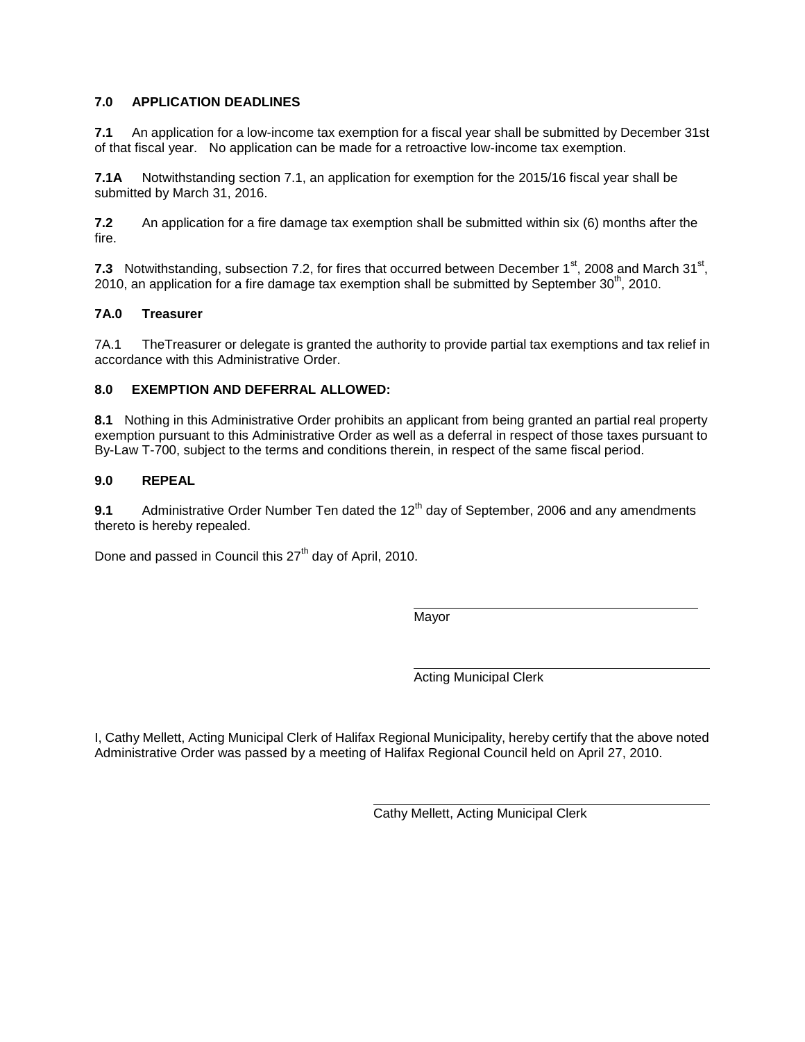**7.0 APPLICATION DEADLINES**

**7.1** An application for a low-income tax exemption for a fiscal year shall be submitted by December 31st of that fiscal year. No application can be made for a retroactive low-income tax exemption.

**7.1A** Notwithstanding section 7.1, an application for exemption for the 2015/16 fiscal year shall be submitted by March 31, 2016.

**7.2** An application for a fire damage tax exemption shall be submitted within six (6) months after the fire.

**7.3** Notwithstanding, subsection 7.2, for fires that occurred between December 1st, 2008 and March 31st, 2010, an application for a fire damage tax exemption shall be submitted by September 30th, 2010.

**7A.0 Treasurer**

7A.1 TheTreasurer or delegate is granted the authority to provide partial tax exemptions and tax relief in accordance with this Administrative Order.

**8.0 EXEMPTION AND DEFERRAL ALLOWED:**

**8.1** Nothing in this Administrative Order prohibits an applicant from being granted an partial real property exemption pursuant to this Administrative Order as well as a deferral in respect of those taxes pursuant to By-Law T-700, subject to the terms and conditions therein, in respect of the same fiscal period.

**9.0 REPEAL**

**9.1** Administrative Order Number Ten dated the 12th day of September, 2006 and any amendments thereto is hereby repealed.

Done and passed in Council this 27th day of April, 2010.

Mayor

Acting Municipal Clerk

I, Cathy Mellett, Acting Municipal Clerk of Halifax Regional Municipality, hereby certify that the above noted Administrative Order was passed by a meeting of Halifax Regional Council held on April 27, 2010.

Cathy Mellett, Acting Municipal Clerk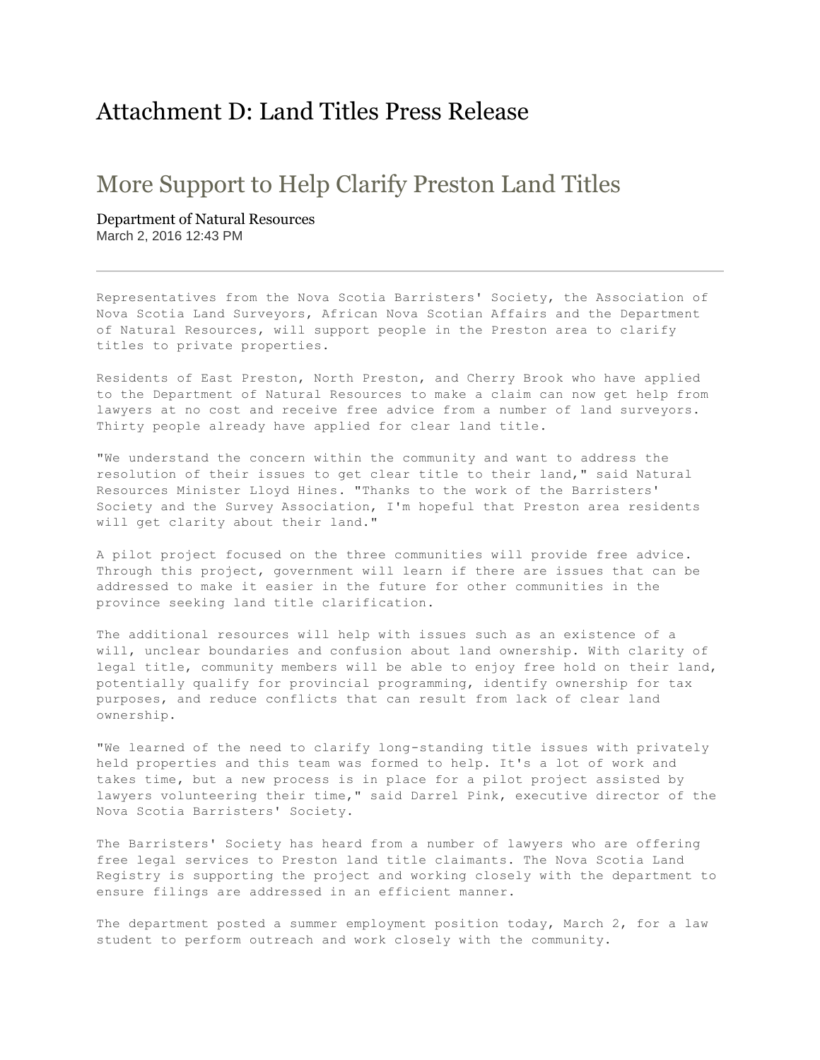# Attachment D: Land Titles Press Release

## More Support to Help Clarify Preston Land Titles

Department of Natural Resources
March 2, 2016 12:43 PM

---

Representatives from the Nova Scotia Barristers' Society, the Association of Nova Scotia Land Surveyors, African Nova Scotian Affairs and the Department of Natural Resources, will support people in the Preston area to clarify titles to private properties.

Residents of East Preston, North Preston, and Cherry Brook who have applied to the Department of Natural Resources to make a claim can now get help from lawyers at no cost and receive free advice from a number of land surveyors. Thirty people already have applied for clear land title.

"We understand the concern within the community and want to address the resolution of their issues to get clear title to their land," said Natural Resources Minister Lloyd Hines. "Thanks to the work of the Barristers' Society and the Survey Association, I'm hopeful that Preston area residents will get clarity about their land."

A pilot project focused on the three communities will provide free advice. Through this project, government will learn if there are issues that can be addressed to make it easier in the future for other communities in the province seeking land title clarification.

The additional resources will help with issues such as an existence of a will, unclear boundaries and confusion about land ownership. With clarity of legal title, community members will be able to enjoy free hold on their land, potentially qualify for provincial programming, identify ownership for tax purposes, and reduce conflicts that can result from lack of clear land ownership.

"We learned of the need to clarify long-standing title issues with privately held properties and this team was formed to help. It's a lot of work and takes time, but a new process is in place for a pilot project assisted by lawyers volunteering their time," said Darrel Pink, executive director of the Nova Scotia Barristers' Society.

The Barristers' Society has heard from a number of lawyers who are offering free legal services to Preston land title claimants. The Nova Scotia Land Registry is supporting the project and working closely with the department to ensure filings are addressed in an efficient manner.

The department posted a summer employment position today, March 2, for a law student to perform outreach and work closely with the community.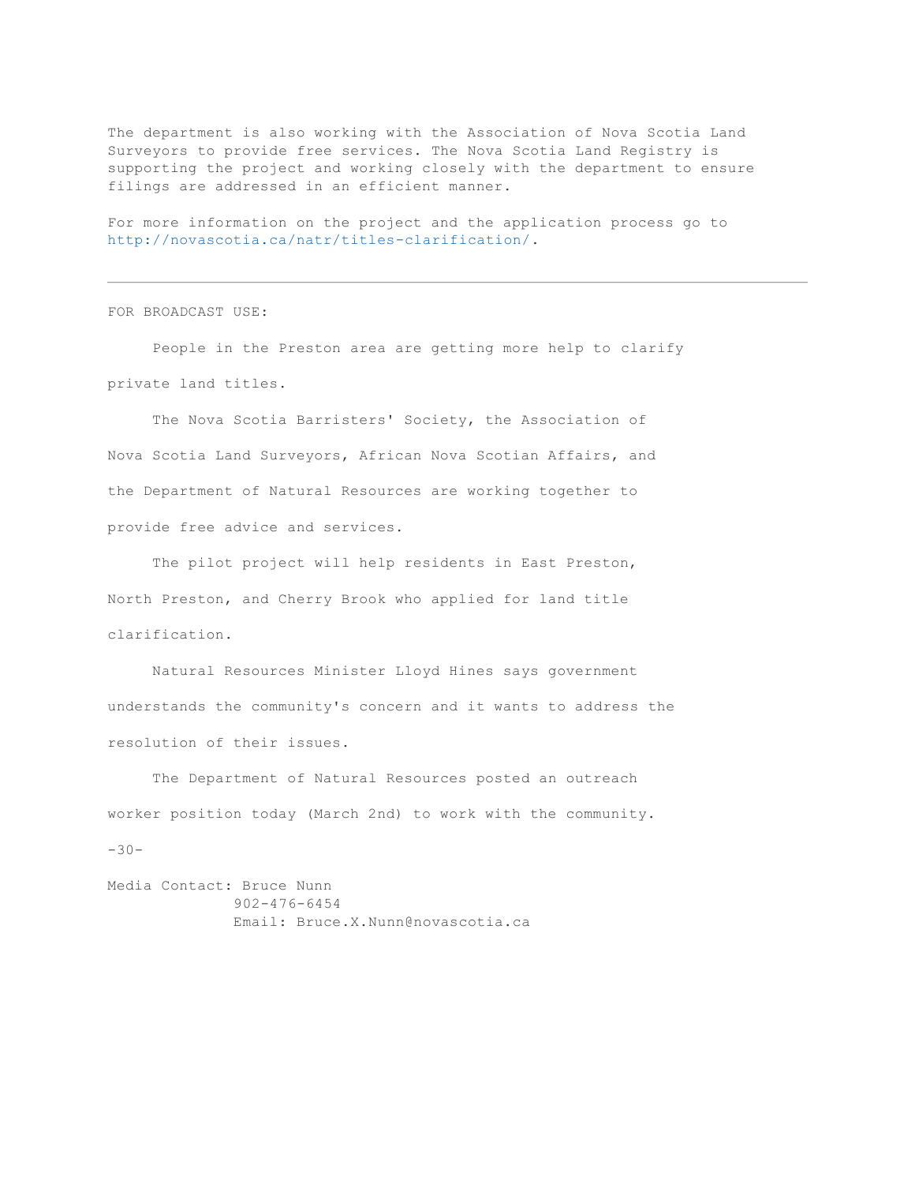The department is also working with the Association of Nova Scotia Land Surveyors to provide free services. The Nova Scotia Land Registry is supporting the project and working closely with the department to ensure filings are addressed in an efficient manner.

For more information on the project and the application process go to http://novascotia.ca/natr/titles-clarification/.

---

FOR BROADCAST USE:

People in the Preston area are getting more help to clarify private land titles.

The Nova Scotia Barristers' Society, the Association of Nova Scotia Land Surveyors, African Nova Scotian Affairs, and the Department of Natural Resources are working together to provide free advice and services.

The pilot project will help residents in East Preston, North Preston, and Cherry Brook who applied for land title clarification.

Natural Resources Minister Lloyd Hines says government understands the community's concern and it wants to address the resolution of their issues.

The Department of Natural Resources posted an outreach worker position today (March 2nd) to work with the community.

-30-

Media Contact: Bruce Nunn
902-476-6454
Email: Bruce.X.Nunn@novascotia.ca